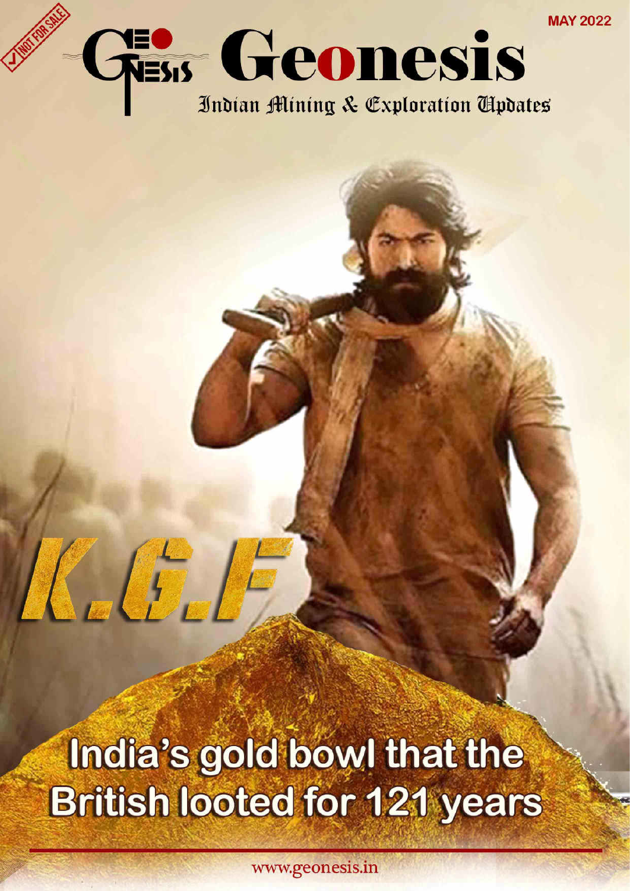NOT FOR SALE

MAY 2022

# Geonesis

Indian Mining & Exploration Updates

K.G.F

## India's gold bowl that the British looted for 121 years

www.geonesis.in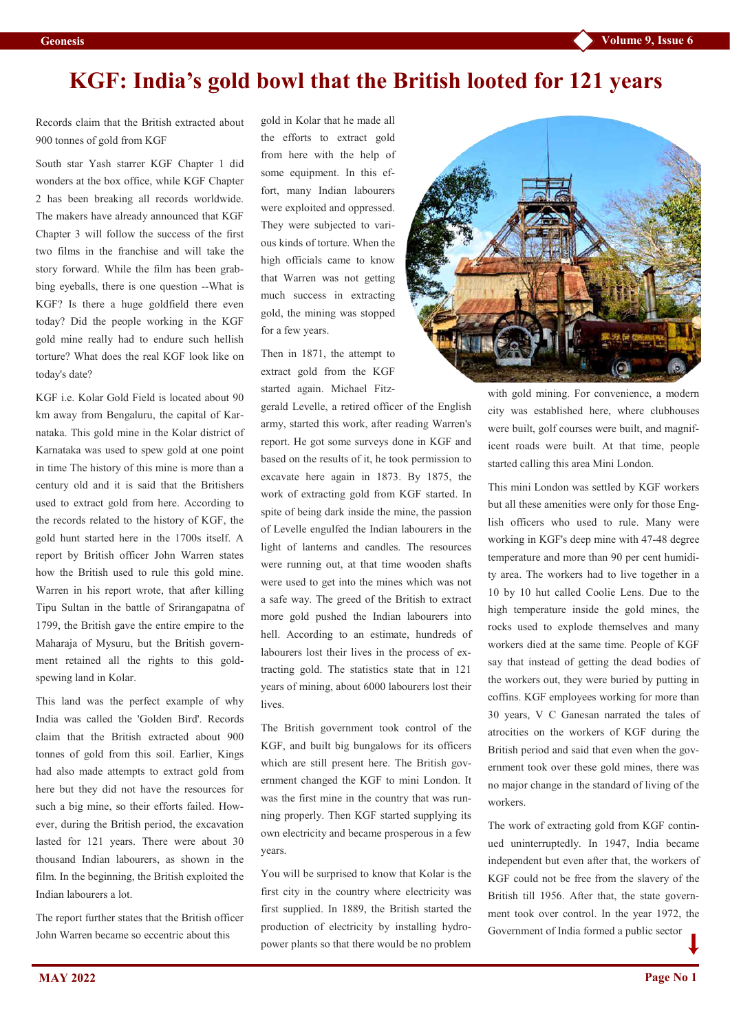# KGF: India's gold bowl that the British looted for 121 years

Records claim that the British extracted about 900 tonnes of gold from KGF

South star Yash starrer KGF Chapter 1 did wonders at the box office, while KGF Chapter 2 has been breaking all records worldwide. The makers have already announced that KGF Chapter 3 will follow the success of the first two films in the franchise and will take the story forward. While the film has been grabbing eyeballs, there is one question --What is KGF? Is there a huge goldfield there even today? Did the people working in the KGF gold mine really had to endure such hellish torture? What does the real KGF look like on today's date?

KGF i.e. Kolar Gold Field is located about 90 km away from Bengaluru, the capital of Karnataka. This gold mine in the Kolar district of Karnataka was used to spew gold at one point in time The history of this mine is more than a century old and it is said that the Britishers used to extract gold from here. According to the records related to the history of KGF, the gold hunt started here in the 1700s itself. A report by British officer John Warren states how the British used to rule this gold mine. Warren in his report wrote, that after killing Tipu Sultan in the battle of Srirangapatna of 1799, the British gave the entire empire to the Maharaja of Mysuru, but the British government retained all the rights to this gold-spewing land in Kolar.

This land was the perfect example of why India was called the 'Golden Bird'. Records claim that the British extracted about 900 tonnes of gold from this soil. Earlier, Kings had also made attempts to extract gold from here but they did not have the resources for such a big mine, so their efforts failed. However, during the British period, the excavation lasted for 121 years. There were about 30 thousand Indian labourers, as shown in the film. In the beginning, the British exploited the Indian labourers a lot.

The report further states that the British officer John Warren became so eccentric about this gold in Kolar that he made all the efforts to extract gold from here with the help of some equipment. In this effort, many Indian labourers were exploited and oppressed. They were subjected to various kinds of torture. When the high officials came to know that Warren was not getting much success in extracting gold, the mining was stopped for a few years.

Then in 1871, the attempt to extract gold from the KGF started again. Michael Fitzgerald Levelle, a retired officer of the English army, started this work, after reading Warren's report. He got some surveys done in KGF and based on the results of it, he took permission to excavate here again in 1873. By 1875, the work of extracting gold from KGF started. In spite of being dark inside the mine, the passion of Levelle engulfed the Indian labourers in the light of lanterns and candles. The resources were running out, at that time wooden shafts were used to get into the mines which was not a safe way. The greed of the British to extract more gold pushed the Indian labourers into hell. According to an estimate, hundreds of labourers lost their lives in the process of extracting gold. The statistics state that in 121 years of mining, about 6000 labourers lost their lives.

The British government took control of the KGF, and built big bungalows for its officers which are still present here. The British government changed the KGF to mini London. It was the first mine in the country that was running properly. Then KGF started supplying its own electricity and became prosperous in a few years.

You will be surprised to know that Kolar is the first city in the country where electricity was first supplied. In 1889, the British started the production of electricity by installing hydropower plants so that there would be no problem with gold mining. For convenience, a modern city was established here, where clubhouses were built, golf courses were built, and magnificent roads were built. At that time, people started calling this area Mini London.

This mini London was settled by KGF workers but all these amenities were only for those English officers who used to rule. Many were working in KGF's deep mine with 47-48 degree temperature and more than 90 per cent humidity area. The workers had to live together in a 10 by 10 hut called Coolie Lens. Due to the high temperature inside the gold mines, the rocks used to explode themselves and many workers died at the same time. People of KGF say that instead of getting the dead bodies of the workers out, they were buried by putting in coffins. KGF employees working for more than 30 years, V C Ganesan narrated the tales of atrocities on the workers of KGF during the British period and said that even when the government took over these gold mines, there was no major change in the standard of living of the workers.

The work of extracting gold from KGF continued uninterruptedly. In 1947, India became independent but even after that, the workers of KGF could not be free from the slavery of the British till 1956. After that, the state government took over control. In the year 1972, the Government of India formed a public sector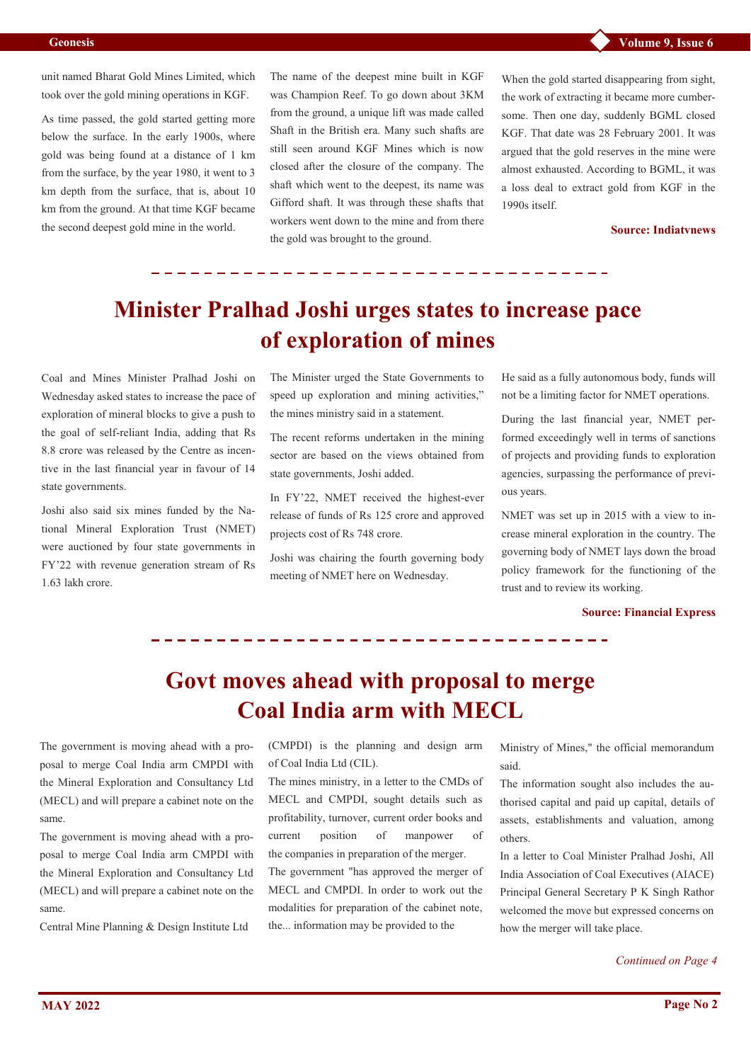unit named Bharat Gold Mines Limited, which took over the gold mining operations in KGF.

As time passed, the gold started getting more below the surface. In the early 1900s, where gold was being found at a distance of 1 km from the surface, by the year 1980, it went to 3 km depth from the surface, that is, about 10 km from the ground. At that time KGF became the second deepest gold mine in the world.

The name of the deepest mine built in KGF was Champion Reef. To go down about 3KM from the ground, a unique lift was made called Shaft in the British era. Many such shafts are still seen around KGF Mines which is now closed after the closure of the company. The shaft which went to the deepest, its name was Gifford shaft. It was through these shafts that workers went down to the mine and from there the gold was brought to the ground.

When the gold started disappearing from sight, the work of extracting it became more cumbersome. Then one day, suddenly BGML closed KGF. That date was 28 February 2001. It was argued that the gold reserves in the mine were almost exhausted. According to BGML, it was a loss deal to extract gold from KGF in the 1990s itself.

**Source: Indiatvnews**

# Minister Pralhad Joshi urges states to increase pace of exploration of mines

Coal and Mines Minister Pralhad Joshi on Wednesday asked states to increase the pace of exploration of mineral blocks to give a push to the goal of self-reliant India, adding that Rs 8.8 crore was released by the Centre as incentive in the last financial year in favour of 14 state governments.

Joshi also said six mines funded by the National Mineral Exploration Trust (NMET) were auctioned by four state governments in FY'22 with revenue generation stream of Rs 1.63 lakh crore.

The Minister urged the State Governments to speed up exploration and mining activities," the mines ministry said in a statement.

The recent reforms undertaken in the mining sector are based on the views obtained from state governments, Joshi added.

In FY'22, NMET received the highest-ever release of funds of Rs 125 crore and approved projects cost of Rs 748 crore.

Joshi was chairing the fourth governing body meeting of NMET here on Wednesday.

He said as a fully autonomous body, funds will not be a limiting factor for NMET operations.

During the last financial year, NMET performed exceedingly well in terms of sanctions of projects and providing funds to exploration agencies, surpassing the performance of previous years.

NMET was set up in 2015 with a view to increase mineral exploration in the country. The governing body of NMET lays down the broad policy framework for the functioning of the trust and to review its working.

**Source: Financial Express**

# Govt moves ahead with proposal to merge Coal India arm with MECL

The government is moving ahead with a proposal to merge Coal India arm CMPDI with the Mineral Exploration and Consultancy Ltd (MECL) and will prepare a cabinet note on the same.

The government is moving ahead with a proposal to merge Coal India arm CMPDI with the Mineral Exploration and Consultancy Ltd (MECL) and will prepare a cabinet note on the same.

Central Mine Planning & Design Institute Ltd (CMPDI) is the planning and design arm of Coal India Ltd (CIL).

The mines ministry, in a letter to the CMDs of MECL and CMPDI, sought details such as profitability, turnover, current order books and current position of manpower of the companies in preparation of the merger.

The government "has approved the merger of MECL and CMPDI. In order to work out the modalities for preparation of the cabinet note, the... information may be provided to the Ministry of Mines," the official memorandum said.

The information sought also includes the authorised capital and paid up capital, details of assets, establishments and valuation, among others.

In a letter to Coal Minister Pralhad Joshi, All India Association of Coal Executives (AIACE) Principal General Secretary P K Singh Rathor welcomed the move but expressed concerns on how the merger will take place.

*Continued on Page 4*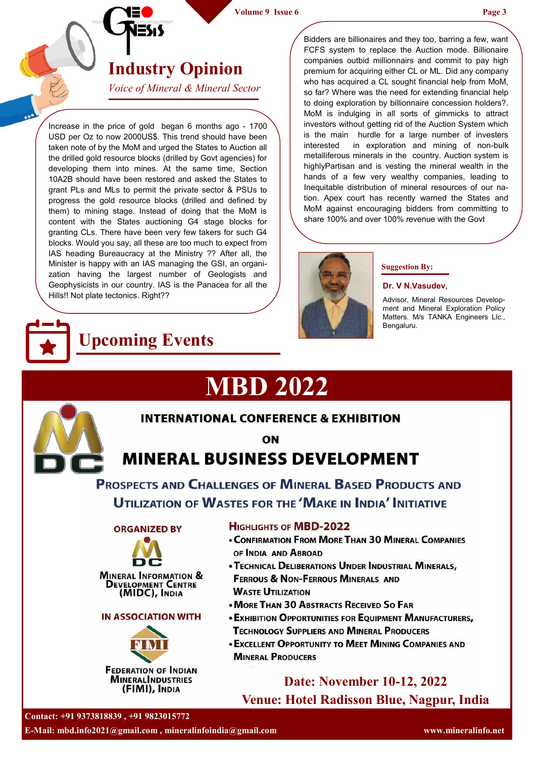# Industry Opinion

*Voice of Mineral & Mineral Sector*

Increase in the price of gold began 6 months ago - 1700 USD per Oz to now 2000US$. This trend should have been taken note of by the MoM and urged the States to Auction all the drilled gold resource blocks (drilled and defined by Govt agencies) for developing them into mines. At the same time, Section 10A2B should have been restored and asked the States to grant PLs and MLs to permit the private sector & PSUs to progress the gold resource blocks (drilled and defined by them) to mining stage. Instead of doing that the MoM is content with the States auctioning G4 stage blocks for granting CLs. There have been very few takers for such G4 blocks. Would you say, all these are too much to expect from IAS heading Bureaucracy at the Ministry ?? After all, the Minister is happy with an IAS managing the GSI, an organization having the largest number of Geologists and Geophysicists in our country. IAS is the Panacea for all the Hills!! Not plate tectonics. Right??

Bidders are billionaires and they too, barring a few, want FCFS system to replace the Auction mode. Billionaire companies outbid millionaires and commit to pay high premium for acquiring either CL or ML. Did any company who has acquired a CL sought financial help from MoM, so far? Where was the need for extending financial help to doing exploration by billionaire concession holders?. MoM is indulging in all sorts of gimmicks to attract investors without getting rid of the Auction System which is the main hurdle for a large number of investers interested in exploration and mining of non-bulk metalliferous minerals in the country. Auction system is highlyPartisan and is vesting the mineral wealth in the hands of a few very wealthy companies, leading to Inequitable distribution of mineral resources of our nation. Apex court has recently warned the States and MoM against encouraging bidders from committing to share 100% and over 100% revenue with the Govt

**Suggestion By:**

**Dr. V N.Vasudev,**

Advisor, Mineral Resources Development and Mineral Exploration Policy Matters. M/s TANKA Engineers Llc., Bengaluru.

# Upcoming Events

## MBD 2022

**INTERNATIONAL CONFERENCE & EXHIBITION**

**ON**

**MINERAL BUSINESS DEVELOPMENT**

**PROSPECTS AND CHALLENGES OF MINERAL BASED PRODUCTS AND UTILIZATION OF WASTES FOR THE 'MAKE IN INDIA' INITIATIVE**

**ORGANIZED BY**

MINERAL INFORMATION & DEVELOPMENT CENTRE (MIDC), INDIA

**IN ASSOCIATION WITH**

FEDERATION OF INDIAN MINERALINDUSTRIES (FIMI), INDIA

**HIGHLIGHTS OF MBD-2022**

- CONFIRMATION FROM MORE THAN 30 MINERAL COMPANIES OF INDIA AND ABROAD
- TECHNICAL DELIBERATIONS UNDER INDUSTRIAL MINERALS, FERROUS & NON-FERROUS MINERALS AND WASTE UTILIZATION
- MORE THAN 30 ABSTRACTS RECEIVED SO FAR
- EXHIBITION OPPORTUNITIES FOR EQUIPMENT MANUFACTURERS, TECHNOLOGY SUPPLIERS AND MINERAL PRODUCERS
- EXCELLENT OPPORTUNITY TO MEET MINING COMPANIES AND MINERAL PRODUCERS

**Date: November 10-12, 2022**

**Venue: Hotel Radisson Blue, Nagpur, India**

**Contact: +91 9373818839 , +91 9823015772**

**E-Mail: mbd.info2021@gmail.com , mineralinfoindia@gmail.com**

**www.mineralinfo.net**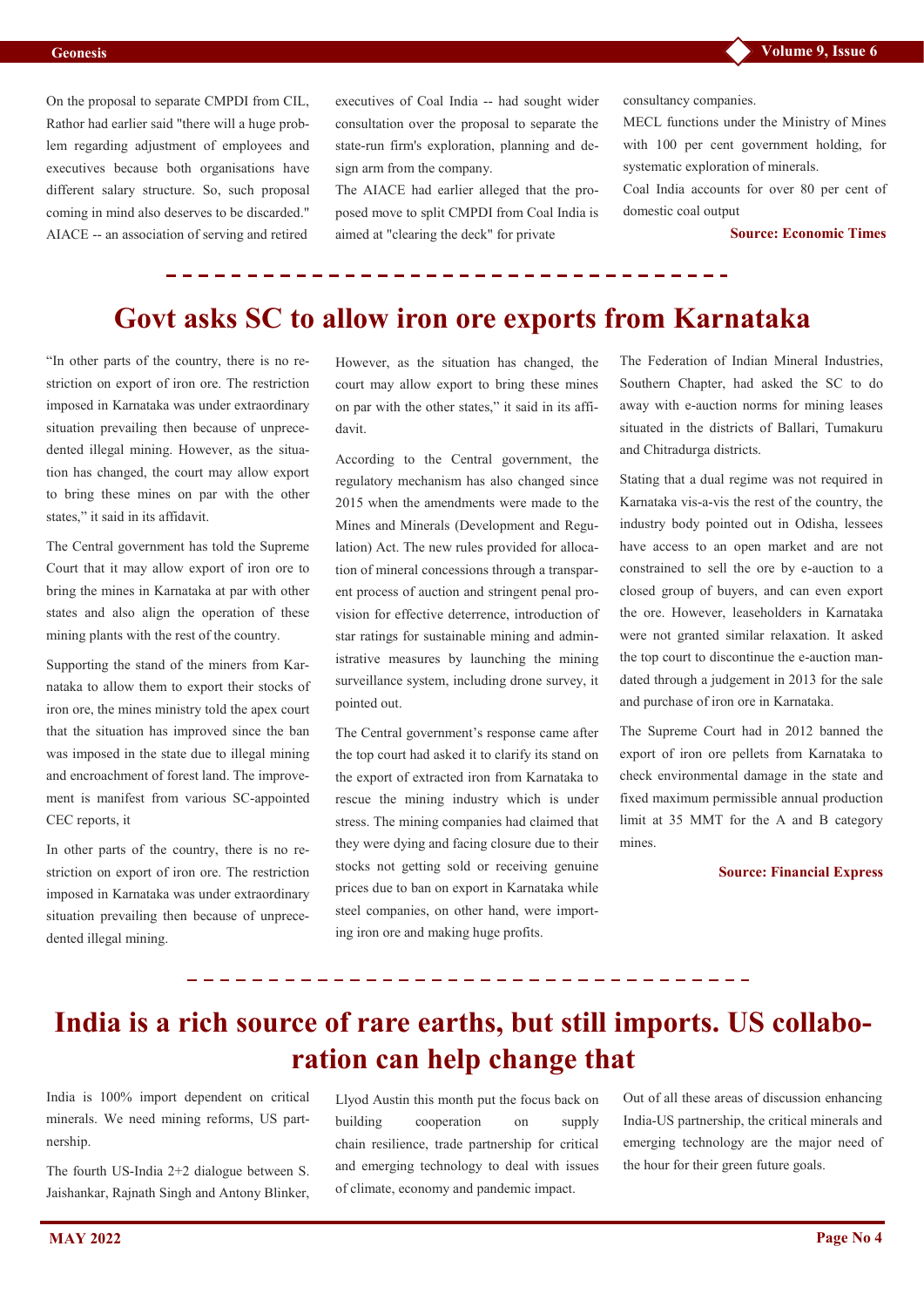On the proposal to separate CMPDI from CIL, Rathor had earlier said "there will a huge problem regarding adjustment of employees and executives because both organisations have different salary structure. So, such proposal coming in mind also deserves to be discarded." AIACE -- an association of serving and retired executives of Coal India -- had sought wider consultation over the proposal to separate the state-run firm's exploration, planning and design arm from the company.

The AIACE had earlier alleged that the proposed move to split CMPDI from Coal India is aimed at "clearing the deck" for private consultancy companies.

MECL functions under the Ministry of Mines with 100 per cent government holding, for systematic exploration of minerals.

Coal India accounts for over 80 per cent of domestic coal output

**Source: Economic Times**

---

# Govt asks SC to allow iron ore exports from Karnataka

"In other parts of the country, there is no restriction on export of iron ore. The restriction imposed in Karnataka was under extraordinary situation prevailing then because of unprecedented illegal mining. However, as the situation has changed, the court may allow export to bring these mines on par with the other states," it said in its affidavit.

The Central government has told the Supreme Court that it may allow export of iron ore to bring the mines in Karnataka at par with other states and also align the operation of these mining plants with the rest of the country.

Supporting the stand of the miners from Karnataka to allow them to export their stocks of iron ore, the mines ministry told the apex court that the situation has improved since the ban was imposed in the state due to illegal mining and encroachment of forest land. The improvement is manifest from various SC-appointed CEC reports, it

In other parts of the country, there is no restriction on export of iron ore. The restriction imposed in Karnataka was under extraordinary situation prevailing then because of unprecedented illegal mining. However, as the situation has changed, the court may allow export to bring these mines on par with the other states," it said in its affidavit.

According to the Central government, the regulatory mechanism has also changed since 2015 when the amendments were made to the Mines and Minerals (Development and Regulation) Act. The new rules provided for allocation of mineral concessions through a transparent process of auction and stringent penal provision for effective deterrence, introduction of star ratings for sustainable mining and administrative measures by launching the mining surveillance system, including drone survey, it pointed out.

The Central government's response came after the top court had asked it to clarify its stand on the export of extracted iron from Karnataka to rescue the mining industry which is under stress. The mining companies had claimed that they were dying and facing closure due to their stocks not getting sold or receiving genuine prices due to ban on export in Karnataka while steel companies, on other hand, were importing iron ore and making huge profits.

The Federation of Indian Mineral Industries, Southern Chapter, had asked the SC to do away with e-auction norms for mining leases situated in the districts of Ballari, Tumakuru and Chitradurga districts.

Stating that a dual regime was not required in Karnataka vis-a-vis the rest of the country, the industry body pointed out in Odisha, lessees have access to an open market and are not constrained to sell the ore by e-auction to a closed group of buyers, and can even export the ore. However, leaseholders in Karnataka were not granted similar relaxation. It asked the top court to discontinue the e-auction mandated through a judgement in 2013 for the sale and purchase of iron ore in Karnataka.

The Supreme Court had in 2012 banned the export of iron ore pellets from Karnataka to check environmental damage in the state and fixed maximum permissible annual production limit at 35 MMT for the A and B category mines.

**Source: Financial Express**

---

# India is a rich source of rare earths, but still imports. US collaboration can help change that

India is 100% import dependent on critical minerals. We need mining reforms, US partnership.

The fourth US-India 2+2 dialogue between S. Jaishankar, Rajnath Singh and Antony Blinken, Llyod Austin this month put the focus back on building cooperation on supply chain resilience, trade partnership for critical and emerging technology to deal with issues of climate, economy and pandemic impact.

Out of all these areas of discussion enhancing India-US partnership, the critical minerals and emerging technology are the major need of the hour for their green future goals.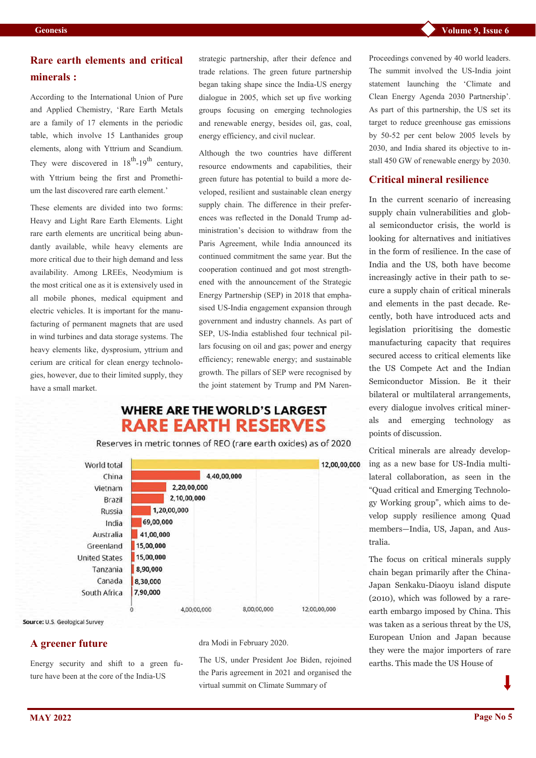## Rare earth elements and critical minerals :

According to the International Union of Pure and Applied Chemistry, 'Rare Earth Metals are a family of 17 elements in the periodic table, which involve 15 Lanthanides group elements, along with Yttrium and Scandium. They were discovered in 18th-19th century, with Yttrium being the first and Promethium the last discovered rare earth element.'

These elements are divided into two forms: Heavy and Light Rare Earth Elements. Light rare earth elements are uncritical being abundantly available, while heavy elements are more critical due to their high demand and less availability. Among LREEs, Neodymium is the most critical one as it is extensively used in all mobile phones, medical equipment and electric vehicles. It is important for the manufacturing of permanent magnets that are used in wind turbines and data storage systems. The heavy elements like, dysprosium, yttrium and cerium are critical for clean energy technologies, however, due to their limited supply, they have a small market.

**WHERE ARE THE WORLD'S LARGEST RARE EARTH RESERVES**

Reserves in metric tonnes of REO (rare earth oxides) as of 2020

| Country | Reserves |
|---|---|
| World total | 12,00,00,000 |
| China | 4,40,00,000 |
| Vietnam | 2,20,00,000 |
| Brazil | 2,10,00,000 |
| Russia | 1,20,00,000 |
| India | 69,00,000 |
| Australia | 41,00,000 |
| Greenland | 15,00,000 |
| United States | 15,00,000 |
| Tanzania | 8,90,000 |
| Canada | 8,30,000 |
| South Africa | 7,90,000 |

**Source:** U.S. Geological Survey

## A greener future

Energy security and shift to a green future have been at the core of the India-US strategic partnership, after their defence and trade relations. The green future partnership began taking shape since the India-US energy dialogue in 2005, which set up five working groups focusing on emerging technologies and renewable energy, besides oil, gas, coal, energy efficiency, and civil nuclear.

Although the two countries have different resource endowments and capabilities, their green future has potential to build a more developed, resilient and sustainable clean energy supply chain. The difference in their preferences was reflected in the Donald Trump administration's decision to withdraw from the Paris Agreement, while India announced its continued commitment the same year. But the cooperation continued and got most strengthened with the announcement of the Strategic Energy Partnership (SEP) in 2018 that emphasised US-India engagement expansion through government and industry channels. As part of SEP, US-India established four technical pillars focusing on oil and gas; power and energy efficiency; renewable energy; and sustainable growth. The pillars of SEP were recognised by the joint statement by Trump and PM Narendra Modi in February 2020.

The US, under President Joe Biden, rejoined the Paris agreement in 2021 and organised the virtual summit on Climate Summary of Proceedings convened by 40 world leaders. The summit involved the US-India joint statement launching the 'Climate and Clean Energy Agenda 2030 Partnership'. As part of this partnership, the US set its target to reduce greenhouse gas emissions by 50-52 per cent below 2005 levels by 2030, and India shared its objective to install 450 GW of renewable energy by 2030.

## Critical mineral resilience

In the current scenario of increasing supply chain vulnerabilities and global semiconductor crisis, the world is looking for alternatives and initiatives in the form of resilience. In the case of India and the US, both have become increasingly active in their path to secure a supply chain of critical minerals and elements in the past decade. Recently, both have introduced acts and legislation prioritising the domestic manufacturing capacity that requires secured access to critical elements like the US Compete Act and the Indian Semiconductor Mission. Be it their bilateral or multilateral arrangements, every dialogue involves critical minerals and emerging technology as points of discussion.

Critical minerals are already developing as a new base for US-India multilateral collaboration, as seen in the "Quad critical and Emerging Technology Working group", which aims to develop supply resilience among Quad members—India, US, Japan, and Australia.

The focus on critical minerals supply chain began primarily after the China-Japan Senkaku-Diaoyu island dispute (2010), which was followed by a rare-earth embargo imposed by China. This was taken as a serious threat by the US, European Union and Japan because they were the major importers of rare earths. This made the US House of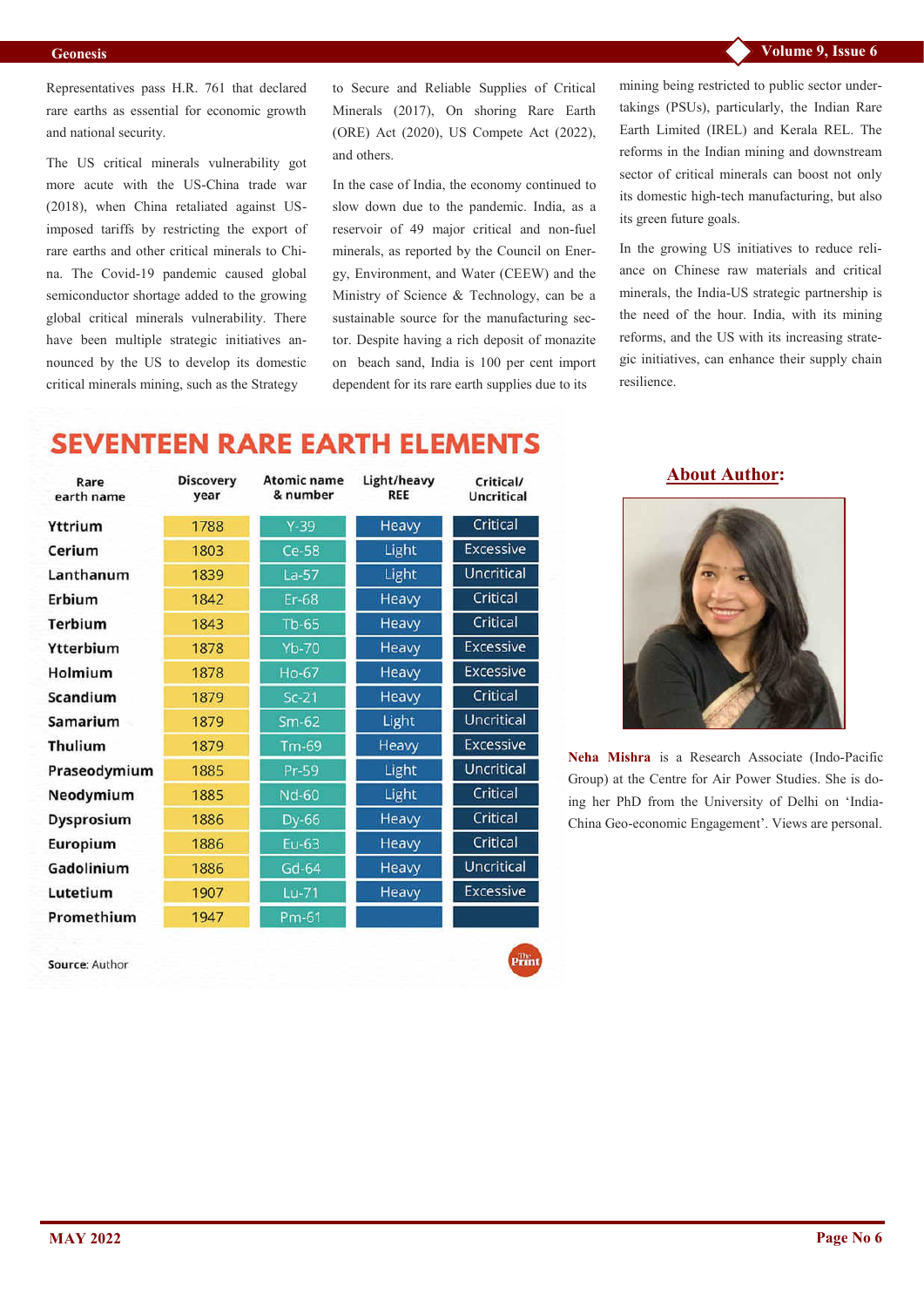Representatives pass H.R. 761 that declared rare earths as essential for economic growth and national security.

The US critical minerals vulnerability got more acute with the US-China trade war (2018), when China retaliated against US-imposed tariffs by restricting the export of rare earths and other critical minerals to China. The Covid-19 pandemic caused global semiconductor shortage added to the growing global critical minerals vulnerability. There have been multiple strategic initiatives announced by the US to develop its domestic critical minerals mining, such as the Strategy to Secure and Reliable Supplies of Critical Minerals (2017), On shoring Rare Earth (ORE) Act (2020), US Compete Act (2022), and others.

In the case of India, the economy continued to slow down due to the pandemic. India, as a reservoir of 49 major critical and non-fuel minerals, as reported by the Council on Energy, Environment, and Water (CEEW) and the Ministry of Science & Technology, can be a sustainable source for the manufacturing sector. Despite having a rich deposit of monazite on beach sand, India is 100 per cent import dependent for its rare earth supplies due to its mining being restricted to public sector undertakings (PSUs), particularly, the Indian Rare Earth Limited (IREL) and Kerala REL. The reforms in the Indian mining and downstream sector of critical minerals can boost not only its domestic high-tech manufacturing, but also its green future goals.

In the growing US initiatives to reduce reliance on Chinese raw materials and critical minerals, the India-US strategic partnership is the need of the hour. India, with its mining reforms, and the US with its increasing strategic initiatives, can enhance their supply chain resilience.

## SEVENTEEN RARE EARTH ELEMENTS

| Rare earth name | Discovery year | Atomic name & number | Light/heavy REE | Critical/ Uncritical |
|---|---|---|---|---|
| Yttrium | 1788 | Y-39 | Heavy | Critical |
| Cerium | 1803 | Ce-58 | Light | Excessive |
| Lanthanum | 1839 | La-57 | Light | Uncritical |
| Erbium | 1842 | Er-68 | Heavy | Critical |
| Terbium | 1843 | Tb-65 | Heavy | Critical |
| Ytterbium | 1878 | Yb-70 | Heavy | Excessive |
| Holmium | 1878 | Ho-67 | Heavy | Excessive |
| Scandium | 1879 | Sc-21 | Heavy | Critical |
| Samarium | 1879 | Sm-62 | Light | Uncritical |
| Thulium | 1879 | Tm-69 | Heavy | Excessive |
| Praseodymium | 1885 | Pr-59 | Light | Uncritical |
| Neodymium | 1885 | Nd-60 | Light | Critical |
| Dysprosium | 1886 | Dy-66 | Heavy | Critical |
| Europium | 1886 | Eu-63 | Heavy | Critical |
| Gadolinium | 1886 | Gd-64 | Heavy | Uncritical |
| Lutetium | 1907 | Lu-71 | Heavy | Excessive |
| Promethium | 1947 | Pm-61 | | |

Source: Author

The Print

## About Author:

**Neha Mishra** is a Research Associate (Indo-Pacific Group) at the Centre for Air Power Studies. She is doing her PhD from the University of Delhi on 'India-China Geo-economic Engagement'. Views are personal.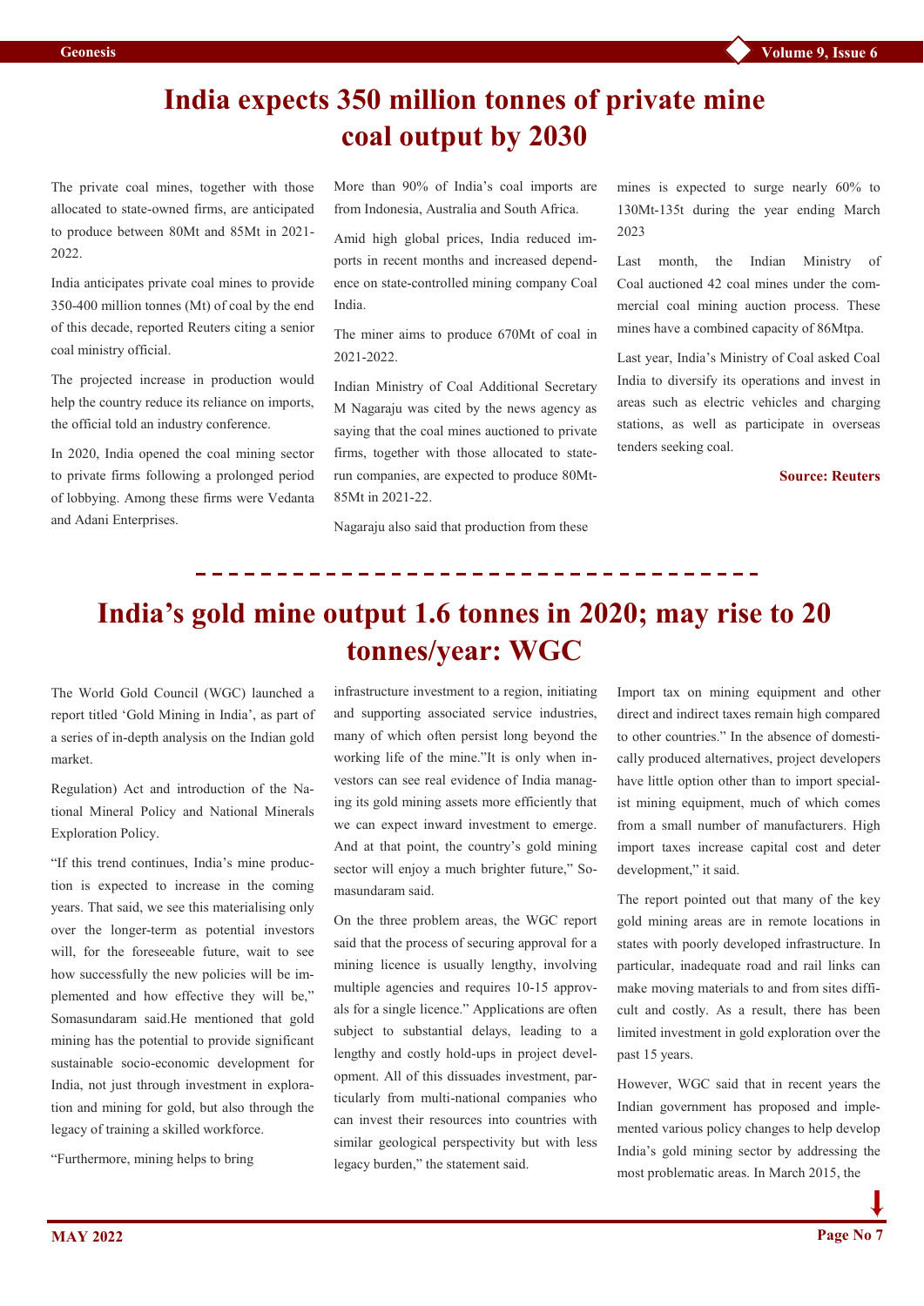# India expects 350 million tonnes of private mine coal output by 2030

The private coal mines, together with those allocated to state-owned firms, are anticipated to produce between 80Mt and 85Mt in 2021-2022.

India anticipates private coal mines to provide 350-400 million tonnes (Mt) of coal by the end of this decade, reported Reuters citing a senior coal ministry official.

The projected increase in production would help the country reduce its reliance on imports, the official told an industry conference.

In 2020, India opened the coal mining sector to private firms following a prolonged period of lobbying. Among these firms were Vedanta and Adani Enterprises.

More than 90% of India's coal imports are from Indonesia, Australia and South Africa.

Amid high global prices, India reduced imports in recent months and increased dependence on state-controlled mining company Coal India.

The miner aims to produce 670Mt of coal in 2021-2022.

Indian Ministry of Coal Additional Secretary M Nagaraju was cited by the news agency as saying that the coal mines auctioned to private firms, together with those allocated to state-run companies, are expected to produce 80Mt-85Mt in 2021-22.

Nagaraju also said that production from these mines is expected to surge nearly 60% to 130Mt-135t during the year ending March 2023

Last month, the Indian Ministry of Coal auctioned 42 coal mines under the commercial coal mining auction process. These mines have a combined capacity of 86Mtpa.

Last year, India's Ministry of Coal asked Coal India to diversify its operations and invest in areas such as electric vehicles and charging stations, as well as participate in overseas tenders seeking coal.

**Source: Reuters**

---

# India's gold mine output 1.6 tonnes in 2020; may rise to 20 tonnes/year: WGC

The World Gold Council (WGC) launched a report titled 'Gold Mining in India', as part of a series of in-depth analysis on the Indian gold market.

Regulation) Act and introduction of the National Mineral Policy and National Minerals Exploration Policy.

"If this trend continues, India's mine production is expected to increase in the coming years. That said, we see this materialising only over the longer-term as potential investors will, for the foreseeable future, wait to see how successfully the new policies will be implemented and how effective they will be," Somasundaram said.He mentioned that gold mining has the potential to provide significant sustainable socio-economic development for India, not just through investment in exploration and mining for gold, but also through the legacy of training a skilled workforce.

"Furthermore, mining helps to bring infrastructure investment to a region, initiating and supporting associated service industries, many of which often persist long beyond the working life of the mine."It is only when investors can see real evidence of India managing its gold mining assets more efficiently that we can expect inward investment to emerge. And at that point, the country's gold mining sector will enjoy a much brighter future," Somasundaram said.

On the three problem areas, the WGC report said that the process of securing approval for a mining licence is usually lengthy, involving multiple agencies and requires 10-15 approvals for a single licence." Applications are often subject to substantial delays, leading to a lengthy and costly hold-ups in project development. All of this dissuades investment, particularly from multi-national companies who can invest their resources into countries with similar geological perspectivity but with less legacy burden," the statement said.

Import tax on mining equipment and other direct and indirect taxes remain high compared to other countries." In the absence of domestically produced alternatives, project developers have little option other than to import specialist mining equipment, much of which comes from a small number of manufacturers. High import taxes increase capital cost and deter development," it said.

The report pointed out that many of the key gold mining areas are in remote locations in states with poorly developed infrastructure. In particular, inadequate road and rail links can make moving materials to and from sites difficult and costly. As a result, there has been limited investment in gold exploration over the past 15 years.

However, WGC said that in recent years the Indian government has proposed and implemented various policy changes to help develop India's gold mining sector by addressing the most problematic areas. In March 2015, the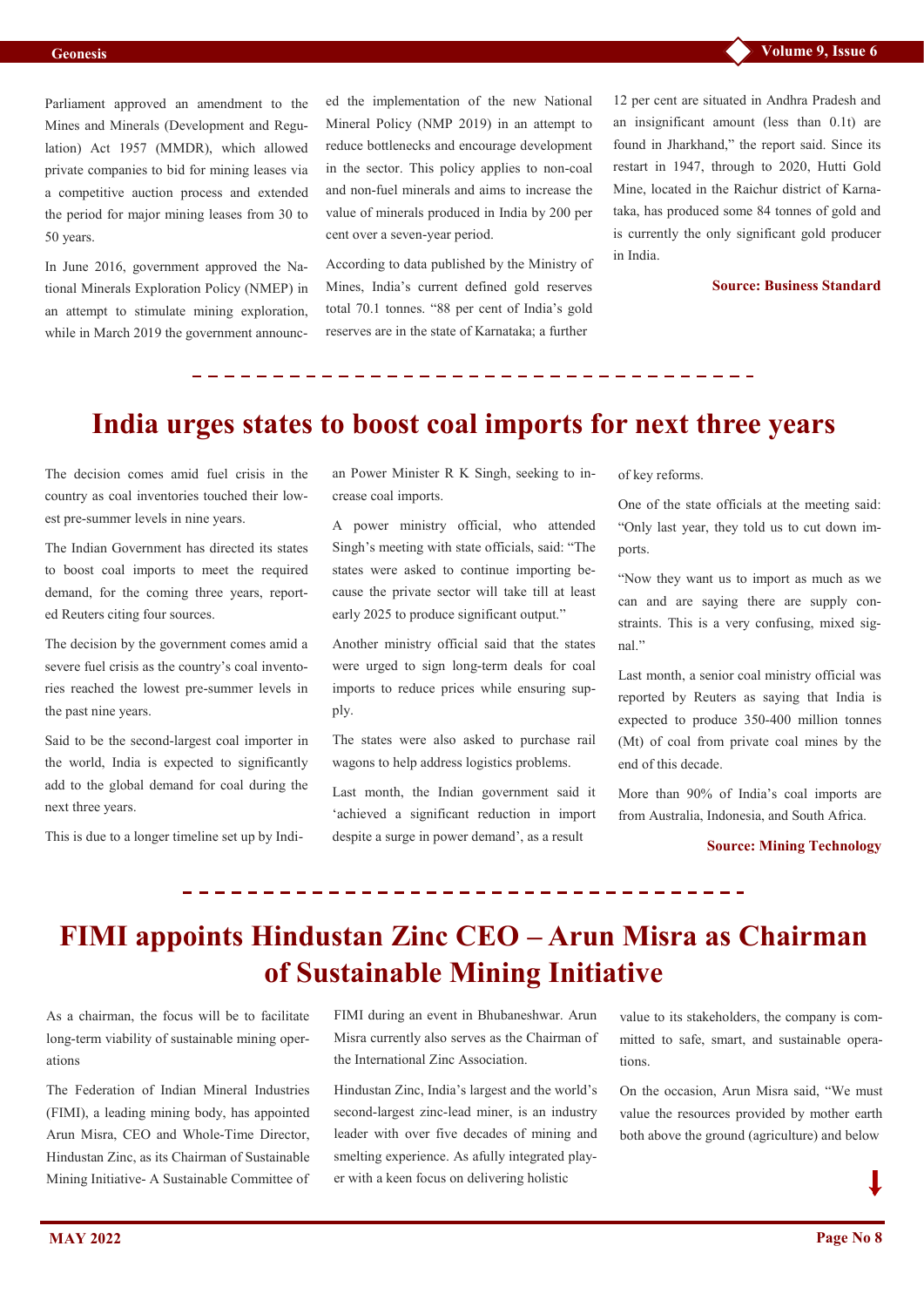Parliament approved an amendment to the Mines and Minerals (Development and Regulation) Act 1957 (MMDR), which allowed private companies to bid for mining leases via a competitive auction process and extended the period for major mining leases from 30 to 50 years.

In June 2016, government approved the National Minerals Exploration Policy (NMEP) in an attempt to stimulate mining exploration, while in March 2019 the government announced the implementation of the new National Mineral Policy (NMP 2019) in an attempt to reduce bottlenecks and encourage development in the sector. This policy applies to non-coal and non-fuel minerals and aims to increase the value of minerals produced in India by 200 per cent over a seven-year period.

According to data published by the Ministry of Mines, India's current defined gold reserves total 70.1 tonnes. "88 per cent of India's gold reserves are in the state of Karnataka; a further 12 per cent are situated in Andhra Pradesh and an insignificant amount (less than 0.1t) are found in Jharkhand," the report said. Since its restart in 1947, through to 2020, Hutti Gold Mine, located in the Raichur district of Karnataka, has produced some 84 tonnes of gold and is currently the only significant gold producer in India.

**Source: Business Standard**

# India urges states to boost coal imports for next three years

The decision comes amid fuel crisis in the country as coal inventories touched their lowest pre-summer levels in nine years.

The Indian Government has directed its states to boost coal imports to meet the required demand, for the coming three years, reported Reuters citing four sources.

The decision by the government comes amid a severe fuel crisis as the country's coal inventories reached the lowest pre-summer levels in the past nine years.

Said to be the second-largest coal importer in the world, India is expected to significantly add to the global demand for coal during the next three years.

This is due to a longer timeline set up by Indian Power Minister R K Singh, seeking to increase coal imports.

A power ministry official, who attended Singh's meeting with state officials, said: "The states were asked to continue importing because the private sector will take till at least early 2025 to produce significant output."

Another ministry official said that the states were urged to sign long-term deals for coal imports to reduce prices while ensuring supply.

The states were also asked to purchase rail wagons to help address logistics problems.

Last month, the Indian government said it 'achieved a significant reduction in import despite a surge in power demand', as a result of key reforms.

One of the state officials at the meeting said: "Only last year, they told us to cut down imports.

"Now they want us to import as much as we can and are saying there are supply constraints. This is a very confusing, mixed signal."

Last month, a senior coal ministry official was reported by Reuters as saying that India is expected to produce 350-400 million tonnes (Mt) of coal from private coal mines by the end of this decade.

More than 90% of India's coal imports are from Australia, Indonesia, and South Africa.

**Source: Mining Technology**

# FIMI appoints Hindustan Zinc CEO – Arun Misra as Chairman of Sustainable Mining Initiative

As a chairman, the focus will be to facilitate long-term viability of sustainable mining operations

The Federation of Indian Mineral Industries (FIMI), a leading mining body, has appointed Arun Misra, CEO and Whole-Time Director, Hindustan Zinc, as its Chairman of Sustainable Mining Initiative- A Sustainable Committee of FIMI during an event in Bhubaneshwar. Arun Misra currently also serves as the Chairman of the International Zinc Association.

Hindustan Zinc, India's largest and the world's second-largest zinc-lead miner, is an industry leader with over five decades of mining and smelting experience. As afully integrated player with a keen focus on delivering holistic value to its stakeholders, the company is committed to safe, smart, and sustainable operations.

On the occasion, Arun Misra said, "We must value the resources provided by mother earth both above the ground (agriculture) and below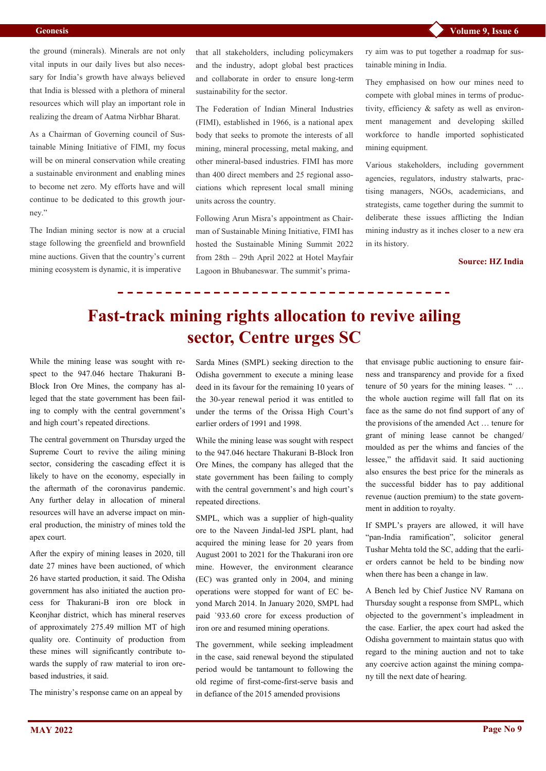the ground (minerals). Minerals are not only vital inputs in our daily lives but also necessary for India's growth have always believed that India is blessed with a plethora of mineral resources which will play an important role in realizing the dream of Aatma Nirbhar Bharat.

As a Chairman of Governing council of Sustainable Mining Initiative of FIMI, my focus will be on mineral conservation while creating a sustainable environment and enabling mines to become net zero. My efforts have and will continue to be dedicated to this growth journey."

The Indian mining sector is now at a crucial stage following the greenfield and brownfield mine auctions. Given that the country's current mining ecosystem is dynamic, it is imperative that all stakeholders, including policymakers and the industry, adopt global best practices and collaborate in order to ensure long-term sustainability for the sector.

The Federation of Indian Mineral Industries (FIMI), established in 1966, is a national apex body that seeks to promote the interests of all mining, mineral processing, metal making, and other mineral-based industries. FIMI has more than 400 direct members and 25 regional associations which represent local small mining units across the country.

Following Arun Misra's appointment as Chairman of Sustainable Mining Initiative, FIMI has hosted the Sustainable Mining Summit 2022 from 28th – 29th April 2022 at Hotel Mayfair Lagoon in Bhubaneswar. The summit's primary aim was to put together a roadmap for sustainable mining in India.

They emphasised on how our mines need to compete with global mines in terms of productivity, efficiency & safety as well as environment management and developing skilled workforce to handle imported sophisticated mining equipment.

Various stakeholders, including government agencies, regulators, industry stalwarts, practising managers, NGOs, academicians, and strategists, came together during the summit to deliberate these issues afflicting the Indian mining industry as it inches closer to a new era in its history.

**Source: HZ India**

# Fast-track mining rights allocation to revive ailing sector, Centre urges SC

While the mining lease was sought with respect to the 947.046 hectare Thakurani B-Block Iron Ore Mines, the company has alleged that the state government has been failing to comply with the central government's and high court's repeated directions.

The central government on Thursday urged the Supreme Court to revive the ailing mining sector, considering the cascading effect it is likely to have on the economy, especially in the aftermath of the coronavirus pandemic. Any further delay in allocation of mineral resources will have an adverse impact on mineral production, the ministry of mines told the apex court.

After the expiry of mining leases in 2020, till date 27 mines have been auctioned, of which 26 have started production, it said. The Odisha government has also initiated the auction process for Thakurani-B iron ore block in Keonjhar district, which has mineral reserves of approximately 275.49 million MT of high quality ore. Continuity of production from these mines will significantly contribute towards the supply of raw material to iron ore-based industries, it said.

The ministry's response came on an appeal by Sarda Mines (SMPL) seeking direction to the Odisha government to execute a mining lease deed in its favour for the remaining 10 years of the 30-year renewal period it was entitled to under the terms of the Orissa High Court's earlier orders of 1991 and 1998.

While the mining lease was sought with respect to the 947.046 hectare Thakurani B-Block Iron Ore Mines, the company has alleged that the state government has been failing to comply with the central government's and high court's repeated directions.

SMPL, which was a supplier of high-quality ore to the Naveen Jindal-led JSPL plant, had acquired the mining lease for 20 years from August 2001 to 2021 for the Thakurani iron ore mine. However, the environment clearance (EC) was granted only in 2004, and mining operations were stopped for want of EC beyond March 2014. In January 2020, SMPL had paid `933.60 crore for excess production of iron ore and resumed mining operations.

The government, while seeking impleadment in the case, said renewal beyond the stipulated period would be tantamount to following the old regime of first-come-first-serve basis and in defiance of the 2015 amended provisions that envisage public auctioning to ensure fairness and transparency and provide for a fixed tenure of 50 years for the mining leases. " … the whole auction regime will fall flat on its face as the same do not find support of any of the provisions of the amended Act … tenure for grant of mining lease cannot be changed/moulded as per the whims and fancies of the lessee," the affidavit said. It said auctioning also ensures the best price for the minerals as the successful bidder has to pay additional revenue (auction premium) to the state government in addition to royalty.

If SMPL's prayers are allowed, it will have "pan-India ramification", solicitor general Tushar Mehta told the SC, adding that the earlier orders cannot be held to be binding now when there has been a change in law.

A Bench led by Chief Justice NV Ramana on Thursday sought a response from SMPL, which objected to the government's impleadment in the case. Earlier, the apex court had asked the Odisha government to maintain status quo with regard to the mining auction and not to take any coercive action against the mining company till the next date of hearing.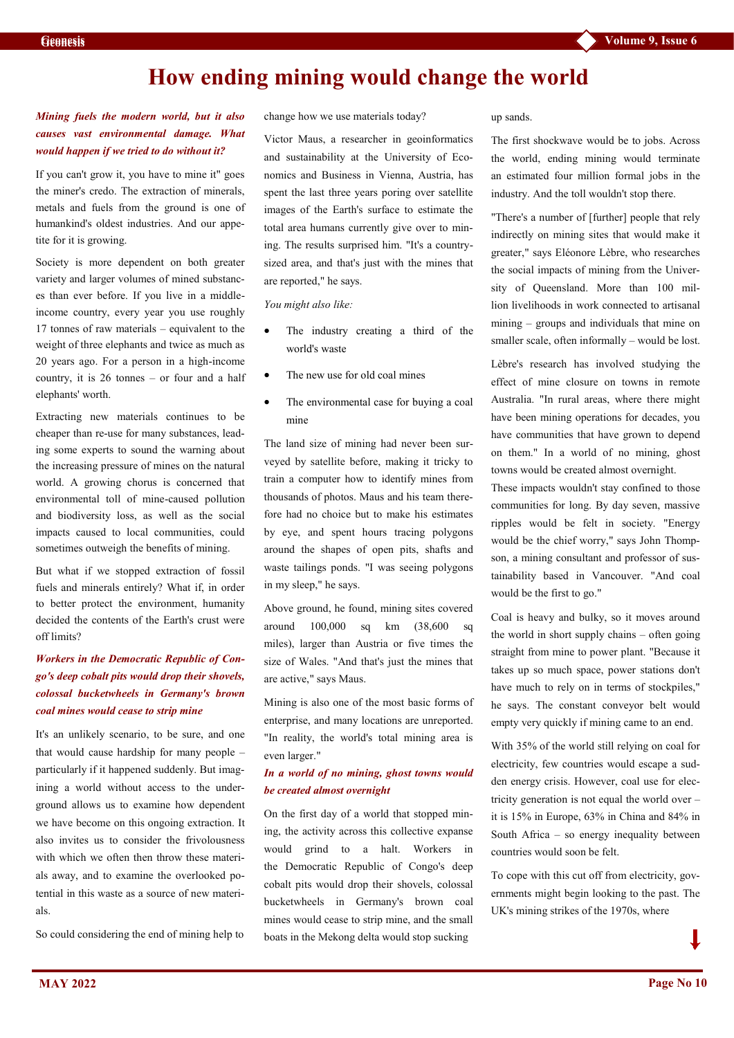# How ending mining would change the world

***Mining fuels the modern world, but it also causes vast environmental damage. What would happen if we tried to do without it?***

If you can't grow it, you have to mine it" goes the miner's credo. The extraction of minerals, metals and fuels from the ground is one of humankind's oldest industries. And our appetite for it is growing.

Society is more dependent on both greater variety and larger volumes of mined substances than ever before. If you live in a middle-income country, every year you use roughly 17 tonnes of raw materials – equivalent to the weight of three elephants and twice as much as 20 years ago. For a person in a high-income country, it is 26 tonnes – or four and a half elephants' worth.

Extracting new materials continues to be cheaper than re-use for many substances, leading some experts to sound the warning about the increasing pressure of mines on the natural world. A growing chorus is concerned that environmental toll of mine-caused pollution and biodiversity loss, as well as the social impacts caused to local communities, could sometimes outweigh the benefits of mining.

But what if we stopped extraction of fossil fuels and minerals entirely? What if, in order to better protect the environment, humanity decided the contents of the Earth's crust were off limits?

***Workers in the Democratic Republic of Congo's deep cobalt pits would drop their shovels, colossal bucketwheels in Germany's brown coal mines would cease to strip mine***

It's an unlikely scenario, to be sure, and one that would cause hardship for many people – particularly if it happened suddenly. But imagining a world without access to the underground allows us to examine how dependent we have become on this ongoing extraction. It also invites us to consider the frivolousness with which we often then throw these materials away, and to examine the overlooked potential in this waste as a source of new materials.

So could considering the end of mining help to change how we use materials today?

Victor Maus, a researcher in geoinformatics and sustainability at the University of Economics and Business in Vienna, Austria, has spent the last three years poring over satellite images of the Earth's surface to estimate the total area humans currently give over to mining. The results surprised him. "It's a country-sized area, and that's just with the mines that are reported," he says.

*You might also like:*

- The industry creating a third of the world's waste
- The new use for old coal mines
- The environmental case for buying a coal mine

The land size of mining had never been surveyed by satellite before, making it tricky to train a computer how to identify mines from thousands of photos. Maus and his team therefore had no choice but to make his estimates by eye, and spent hours tracing polygons around the shapes of open pits, shafts and waste tailings ponds. "I was seeing polygons in my sleep," he says.

Above ground, he found, mining sites covered around 100,000 sq km (38,600 sq miles), larger than Austria or five times the size of Wales. "And that's just the mines that are active," says Maus.

Mining is also one of the most basic forms of enterprise, and many locations are unreported. "In reality, the world's total mining area is even larger."

***In a world of no mining, ghost towns would be created almost overnight***

On the first day of a world that stopped mining, the activity across this collective expanse would grind to a halt. Workers in the Democratic Republic of Congo's deep cobalt pits would drop their shovels, colossal bucketwheels in Germany's brown coal mines would cease to strip mine, and the small boats in the Mekong delta would stop sucking up sands.

The first shockwave would be to jobs. Across the world, ending mining would terminate an estimated four million formal jobs in the industry. And the toll wouldn't stop there.

"There's a number of [further] people that rely indirectly on mining sites that would make it greater," says Eléonore Lèbre, who researches the social impacts of mining from the University of Queensland. More than 100 million livelihoods in work connected to artisanal mining – groups and individuals that mine on smaller scale, often informally – would be lost.

Lèbre's research has involved studying the effect of mine closure on towns in remote Australia. "In rural areas, where there might have been mining operations for decades, you have communities that have grown to depend on them." In a world of no mining, ghost towns would be created almost overnight.

These impacts wouldn't stay confined to those communities for long. By day seven, massive ripples would be felt in society. "Energy would be the chief worry," says John Thompson, a mining consultant and professor of sustainability based in Vancouver. "And coal would be the first to go."

Coal is heavy and bulky, so it moves around the world in short supply chains – often going straight from mine to power plant. "Because it takes up so much space, power stations don't have much to rely on in terms of stockpiles," he says. The constant conveyor belt would empty very quickly if mining came to an end.

With 35% of the world still relying on coal for electricity, few countries would escape a sudden energy crisis. However, coal use for electricity generation is not equal the world over – it is 15% in Europe, 63% in China and 84% in South Africa – so energy inequality between countries would soon be felt.

To cope with this cut off from electricity, governments might begin looking to the past. The UK's mining strikes of the 1970s, where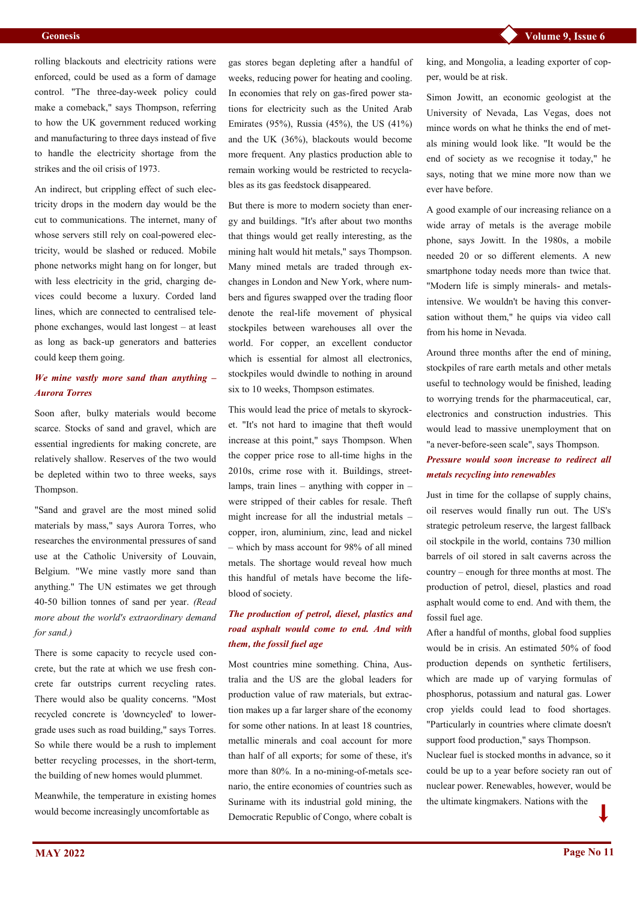rolling blackouts and electricity rations were enforced, could be used as a form of damage control. "The three-day-week policy could make a comeback," says Thompson, referring to how the UK government reduced working and manufacturing to three days instead of five to handle the electricity shortage from the strikes and the oil crisis of 1973.

An indirect, but crippling effect of such electricity drops in the modern day would be the cut to communications. The internet, many of whose servers still rely on coal-powered electricity, would be slashed or reduced. Mobile phone networks might hang on for longer, but with less electricity in the grid, charging devices could become a luxury. Corded land lines, which are connected to centralised telephone exchanges, would last longest – at least as long as back-up generators and batteries could keep them going.

***We mine vastly more sand than anything – Aurora Torres***

Soon after, bulky materials would become scarce. Stocks of sand and gravel, which are essential ingredients for making concrete, are relatively shallow. Reserves of the two would be depleted within two to three weeks, says Thompson.

"Sand and gravel are the most mined solid materials by mass," says Aurora Torres, who researches the environmental pressures of sand use at the Catholic University of Louvain, Belgium. "We mine vastly more sand than anything." The UN estimates we get through 40-50 billion tonnes of sand per year. *(Read more about the world's extraordinary demand for sand.)*

There is some capacity to recycle used concrete, but the rate at which we use fresh concrete far outstrips current recycling rates. There would also be quality concerns. "Most recycled concrete is 'downcycled' to lower-grade uses such as road building," says Torres. So while there would be a rush to implement better recycling processes, in the short-term, the building of new homes would plummet.

Meanwhile, the temperature in existing homes would become increasingly uncomfortable as gas stores began depleting after a handful of weeks, reducing power for heating and cooling. In economies that rely on gas-fired power stations for electricity such as the United Arab Emirates (95%), Russia (45%), the US (41%) and the UK (36%), blackouts would become more frequent. Any plastics production able to remain working would be restricted to recyclables as its gas feedstock disappeared.

But there is more to modern society than energy and buildings. "It's after about two months that things would get really interesting, as the mining halt would hit metals," says Thompson. Many mined metals are traded through exchanges in London and New York, where numbers and figures swapped over the trading floor denote the real-life movement of physical stockpiles between warehouses all over the world. For copper, an excellent conductor which is essential for almost all electronics, stockpiles would dwindle to nothing in around six to 10 weeks, Thompson estimates.

This would lead the price of metals to skyrocket. "It's not hard to imagine that theft would increase at this point," says Thompson. When the copper price rose to all-time highs in the 2010s, crime rose with it. Buildings, streetlamps, train lines – anything with copper in – were stripped of their cables for resale. Theft might increase for all the industrial metals – copper, iron, aluminium, zinc, lead and nickel – which by mass account for 98% of all mined metals. The shortage would reveal how much this handful of metals have become the lifeblood of society.

***The production of petrol, diesel, plastics and road asphalt would come to end. And with them, the fossil fuel age***

Most countries mine something. China, Australia and the US are the global leaders for production value of raw materials, but extraction makes up a far larger share of the economy for some other nations. In at least 18 countries, metallic minerals and coal account for more than half of all exports; for some of these, it's more than 80%. In a no-mining-of-metals scenario, the entire economies of countries such as Suriname with its industrial gold mining, the Democratic Republic of Congo, where cobalt is king, and Mongolia, a leading exporter of copper, would be at risk.

Simon Jowitt, an economic geologist at the University of Nevada, Las Vegas, does not mince words on what he thinks the end of metals mining would look like. "It would be the end of society as we recognise it today," he says, noting that we mine more now than we ever have before.

A good example of our increasing reliance on a wide array of metals is the average mobile phone, says Jowitt. In the 1980s, a mobile needed 20 or so different elements. A new smartphone today needs more than twice that. "Modern life is simply minerals- and metals-intensive. We wouldn't be having this conversation without them," he quips via video call from his home in Nevada.

Around three months after the end of mining, stockpiles of rare earth metals and other metals useful to technology would be finished, leading to worrying trends for the pharmaceutical, car, electronics and construction industries. This would lead to massive unemployment that on "a never-before-seen scale", says Thompson.

***Pressure would soon increase to redirect all metals recycling into renewables***

Just in time for the collapse of supply chains, oil reserves would finally run out. The US's strategic petroleum reserve, the largest fallback oil stockpile in the world, contains 730 million barrels of oil stored in salt caverns across the country – enough for three months at most. The production of petrol, diesel, plastics and road asphalt would come to end. And with them, the fossil fuel age.

After a handful of months, global food supplies would be in crisis. An estimated 50% of food production depends on synthetic fertilisers, which are made up of varying formulas of phosphorus, potassium and natural gas. Lower crop yields could lead to food shortages. "Particularly in countries where climate doesn't support food production," says Thompson.

Nuclear fuel is stocked months in advance, so it could be up to a year before society ran out of nuclear power. Renewables, however, would be the ultimate kingmakers. Nations with the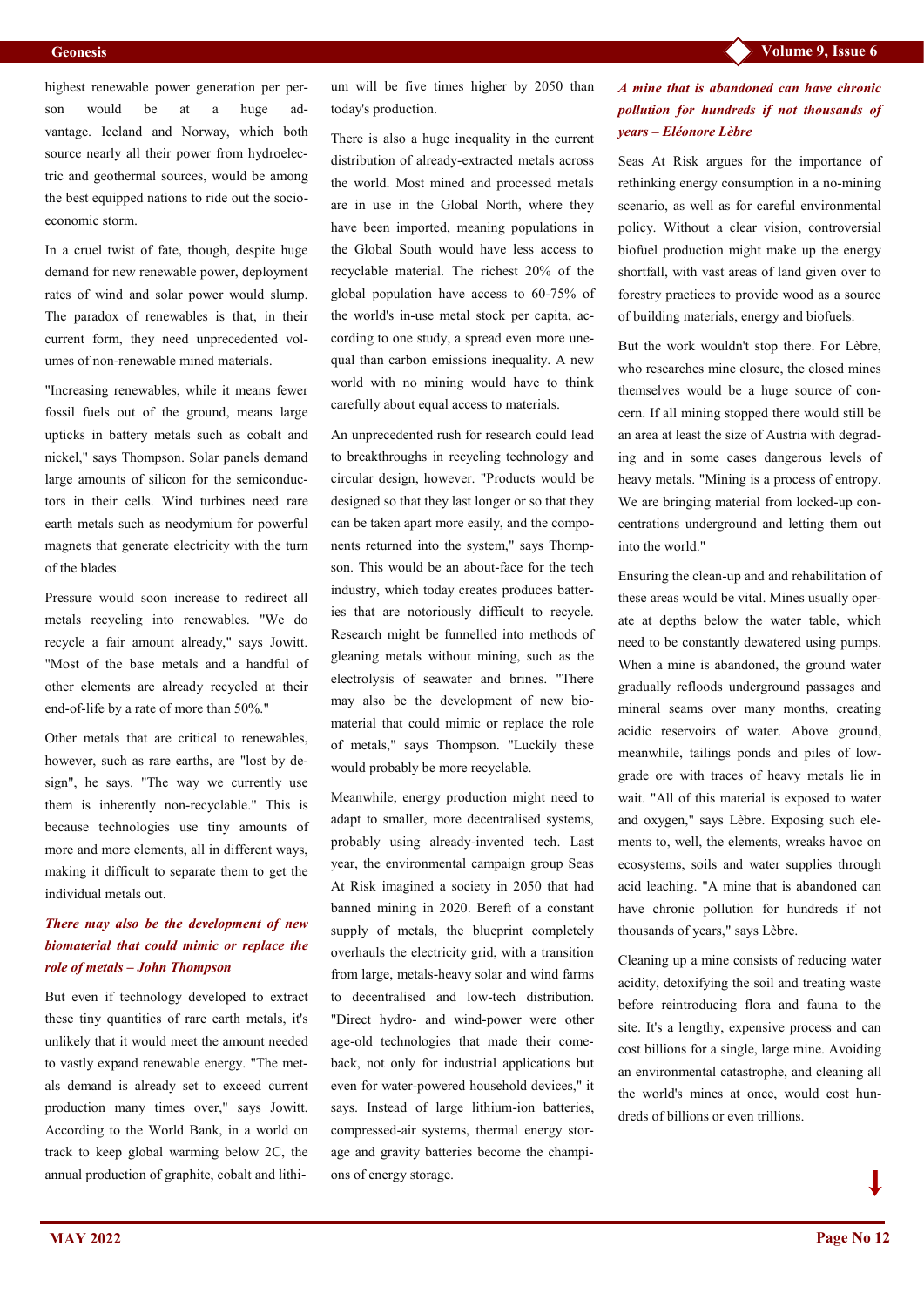highest renewable power generation per person would be at a huge advantage. Iceland and Norway, which both source nearly all their power from hydroelectric and geothermal sources, would be among the best equipped nations to ride out the socio-economic storm.

In a cruel twist of fate, though, despite huge demand for new renewable power, deployment rates of wind and solar power would slump. The paradox of renewables is that, in their current form, they need unprecedented volumes of non-renewable mined materials.

"Increasing renewables, while it means fewer fossil fuels out of the ground, means large upticks in battery metals such as cobalt and nickel," says Thompson. Solar panels demand large amounts of silicon for the semiconductors in their cells. Wind turbines need rare earth metals such as neodymium for powerful magnets that generate electricity with the turn of the blades.

Pressure would soon increase to redirect all metals recycling into renewables. "We do recycle a fair amount already," says Jowitt. "Most of the base metals and a handful of other elements are already recycled at their end-of-life by a rate of more than 50%."

Other metals that are critical to renewables, however, such as rare earths, are "lost by design", he says. "The way we currently use them is inherently non-recyclable." This is because technologies use tiny amounts of more and more elements, all in different ways, making it difficult to separate them to get the individual metals out.

***There may also be the development of new biomaterial that could mimic or replace the role of metals – John Thompson***

But even if technology developed to extract these tiny quantities of rare earth metals, it's unlikely that it would meet the amount needed to vastly expand renewable energy. "The metals demand is already set to exceed current production many times over," says Jowitt. According to the World Bank, in a world on track to keep global warming below 2C, the annual production of graphite, cobalt and lithium will be five times higher by 2050 than today's production.

There is also a huge inequality in the current distribution of already-extracted metals across the world. Most mined and processed metals are in use in the Global North, where they have been imported, meaning populations in the Global South would have less access to recyclable material. The richest 20% of the global population have access to 60-75% of the world's in-use metal stock per capita, according to one study, a spread even more unequal than carbon emissions inequality. A new world with no mining would have to think carefully about equal access to materials.

An unprecedented rush for research could lead to breakthroughs in recycling technology and circular design, however. "Products would be designed so that they last longer or so that they can be taken apart more easily, and the components returned into the system," says Thompson. This would be an about-face for the tech industry, which today creates produces batteries that are notoriously difficult to recycle. Research might be funnelled into methods of gleaning metals without mining, such as the electrolysis of seawater and brines. "There may also be the development of new biomaterial that could mimic or replace the role of metals," says Thompson. "Luckily these would probably be more recyclable.

Meanwhile, energy production might need to adapt to smaller, more decentralised systems, probably using already-invented tech. Last year, the environmental campaign group Seas At Risk imagined a society in 2050 that had banned mining in 2020. Bereft of a constant supply of metals, the blueprint completely overhauls the electricity grid, with a transition from large, metals-heavy solar and wind farms to decentralised and low-tech distribution. "Direct hydro- and wind-power were other age-old technologies that made their comeback, not only for industrial applications but even for water-powered household devices," it says. Instead of large lithium-ion batteries, compressed-air systems, thermal energy storage and gravity batteries become the champions of energy storage.

***A mine that is abandoned can have chronic pollution for hundreds if not thousands of years – Eléonore Lèbre***

Seas At Risk argues for the importance of rethinking energy consumption in a no-mining scenario, as well as for careful environmental policy. Without a clear vision, controversial biofuel production might make up the energy shortfall, with vast areas of land given over to forestry practices to provide wood as a source of building materials, energy and biofuels.

But the work wouldn't stop there. For Lèbre, who researches mine closure, the closed mines themselves would be a huge source of concern. If all mining stopped there would still be an area at least the size of Austria with degrading and in some cases dangerous levels of heavy metals. "Mining is a process of entropy. We are bringing material from locked-up concentrations underground and letting them out into the world."

Ensuring the clean-up and and rehabilitation of these areas would be vital. Mines usually operate at depths below the water table, which need to be constantly dewatered using pumps. When a mine is abandoned, the ground water gradually refloods underground passages and mineral seams over many months, creating acidic reservoirs of water. Above ground, meanwhile, tailings ponds and piles of low-grade ore with traces of heavy metals lie in wait. "All of this material is exposed to water and oxygen," says Lèbre. Exposing such elements to, well, the elements, wreaks havoc on ecosystems, soils and water supplies through acid leaching. "A mine that is abandoned can have chronic pollution for hundreds if not thousands of years," says Lèbre.

Cleaning up a mine consists of reducing water acidity, detoxifying the soil and treating waste before reintroducing flora and fauna to the site. It's a lengthy, expensive process and can cost billions for a single, large mine. Avoiding an environmental catastrophe, and cleaning all the world's mines at once, would cost hundreds of billions or even trillions.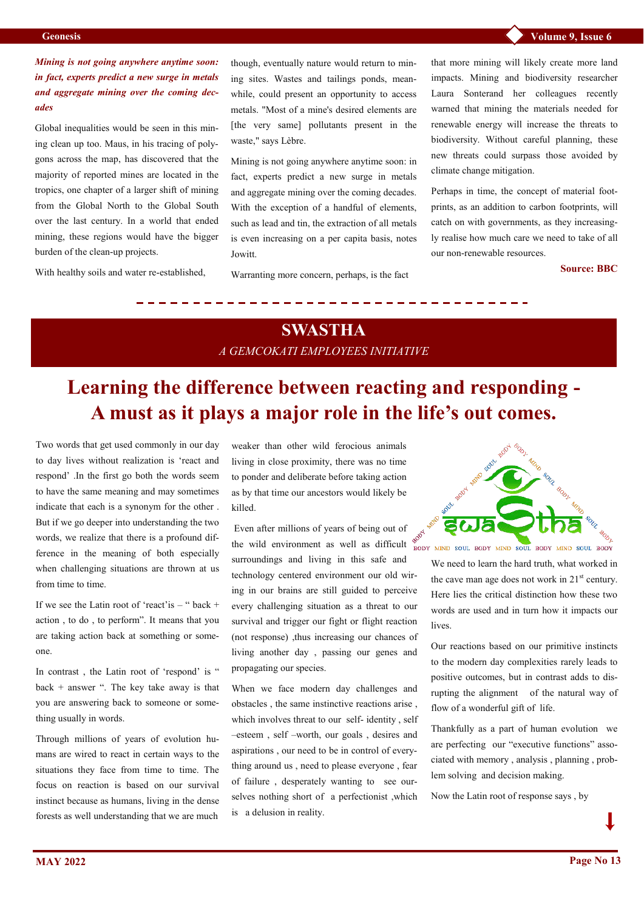*Mining is not going anywhere anytime soon: in fact, experts predict a new surge in metals and aggregate mining over the coming decades*

Global inequalities would be seen in this mining clean up too. Maus, in his tracing of polygons across the map, has discovered that the majority of reported mines are located in the tropics, one chapter of a larger shift of mining from the Global North to the Global South over the last century. In a world that ended mining, these regions would have the bigger burden of the clean-up projects.

With healthy soils and water re-established, though, eventually nature would return to mining sites. Wastes and tailings ponds, meanwhile, could present an opportunity to access metals. "Most of a mine's desired elements are [the very same] pollutants present in the waste," says Lèbre.

Mining is not going anywhere anytime soon: in fact, experts predict a new surge in metals and aggregate mining over the coming decades. With the exception of a handful of elements, such as lead and tin, the extraction of all metals is even increasing on a per capita basis, notes Jowitt.

Warranting more concern, perhaps, is the fact that more mining will likely create more land impacts. Mining and biodiversity researcher Laura Sonterand her colleagues recently warned that mining the materials needed for renewable energy will increase the threats to biodiversity. Without careful planning, these new threats could surpass those avoided by climate change mitigation.

Perhaps in time, the concept of material footprints, as an addition to carbon footprints, will catch on with governments, as they increasingly realise how much care we need to take of all our non-renewable resources.

**Source: BBC**

## SWASTHA

*A GEMCOKATI EMPLOYEES INITIATIVE*

# Learning the difference between reacting and responding - A must as it plays a major role in the life's out comes.

Two words that get used commonly in our day to day lives without realization is 'react and respond' .In the first go both the words seem to have the same meaning and may sometimes indicate that each is a synonym for the other . But if we go deeper into understanding the two words, we realize that there is a profound difference in the meaning of both especially when challenging situations are thrown at us from time to time.

If we see the Latin root of 'react'is – " back + action , to do , to perform". It means that you are taking action back at something or someone.

In contrast , the Latin root of 'respond' is " back + answer ". The key take away is that you are answering back to someone or something usually in words.

Through millions of years of evolution humans are wired to react in certain ways to the situations they face from time to time. The focus on reaction is based on our survival instinct because as humans, living in the dense forests as well understanding that we are much weaker than other wild ferocious animals living in close proximity, there was no time to ponder and deliberate before taking action as by that time our ancestors would likely be killed.

Even after millions of years of being out of the wild environment as well as difficult surroundings and living in this safe and technology centered environment our old wiring in our brains are still guided to perceive every challenging situation as a threat to our survival and trigger our fight or flight reaction (not response) ,thus increasing our chances of living another day , passing our genes and propagating our species.

When we face modern day challenges and obstacles , the same instinctive reactions arise , which involves threat to our self- identity , self –esteem , self –worth, our goals , desires and aspirations , our need to be in control of everything around us , need to please everyone , fear of failure , desperately wanting to see ourselves nothing short of a perfectionist ,which is a delusion in reality.

We need to learn the hard truth, what worked in the cave man age does not work in 21st century. Here lies the critical distinction how these two words are used and in turn how it impacts our lives.

Our reactions based on our primitive instincts to the modern day complexities rarely leads to positive outcomes, but in contrast adds to disrupting the alignment of the natural way of flow of a wonderful gift of life.

Thankfully as a part of human evolution we are perfecting our "executive functions" associated with memory , analysis , planning , problem solving and decision making.

Now the Latin root of response says , by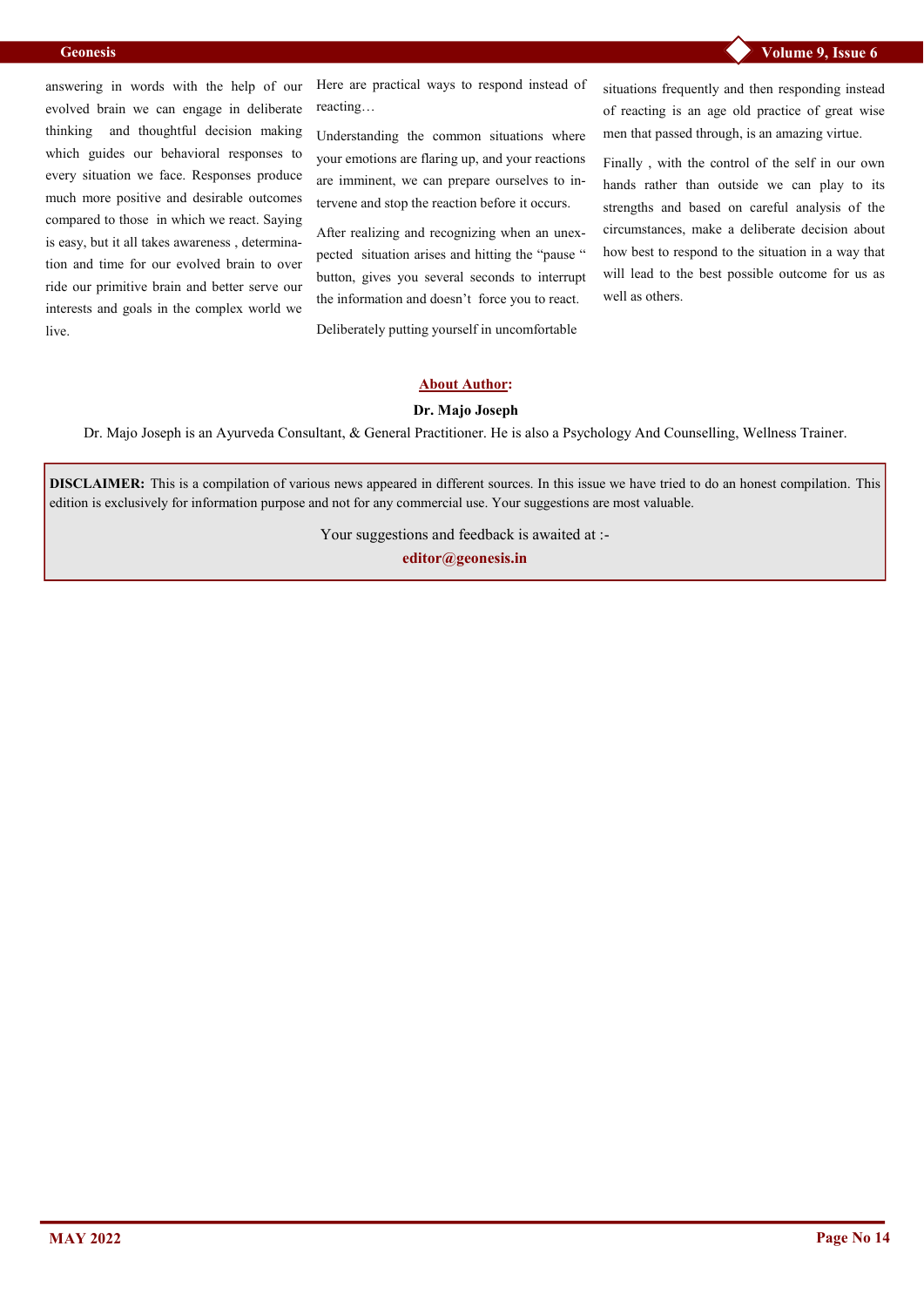answering in words with the help of our evolved brain we can engage in deliberate thinking and thoughtful decision making which guides our behavioral responses to every situation we face. Responses produce much more positive and desirable outcomes compared to those in which we react. Saying is easy, but it all takes awareness , determination and time for our evolved brain to over ride our primitive brain and better serve our interests and goals in the complex world we live.

Here are practical ways to respond instead of reacting…

Understanding the common situations where your emotions are flaring up, and your reactions are imminent, we can prepare ourselves to intervene and stop the reaction before it occurs.

After realizing and recognizing when an unexpected situation arises and hitting the "pause " button, gives you several seconds to interrupt the information and doesn't force you to react.

Deliberately putting yourself in uncomfortable situations frequently and then responding instead of reacting is an age old practice of great wise men that passed through, is an amazing virtue.

Finally , with the control of the self in our own hands rather than outside we can play to its strengths and based on careful analysis of the circumstances, make a deliberate decision about how best to respond to the situation in a way that will lead to the best possible outcome for us as well as others.

**About Author:**

**Dr. Majo Joseph**

Dr. Majo Joseph is an Ayurveda Consultant, & General Practitioner. He is also a Psychology And Counselling, Wellness Trainer.

**DISCLAIMER:** This is a compilation of various news appeared in different sources. In this issue we have tried to do an honest compilation. This edition is exclusively for information purpose and not for any commercial use. Your suggestions are most valuable.

Your suggestions and feedback is awaited at :-

**editor@geonesis.in**